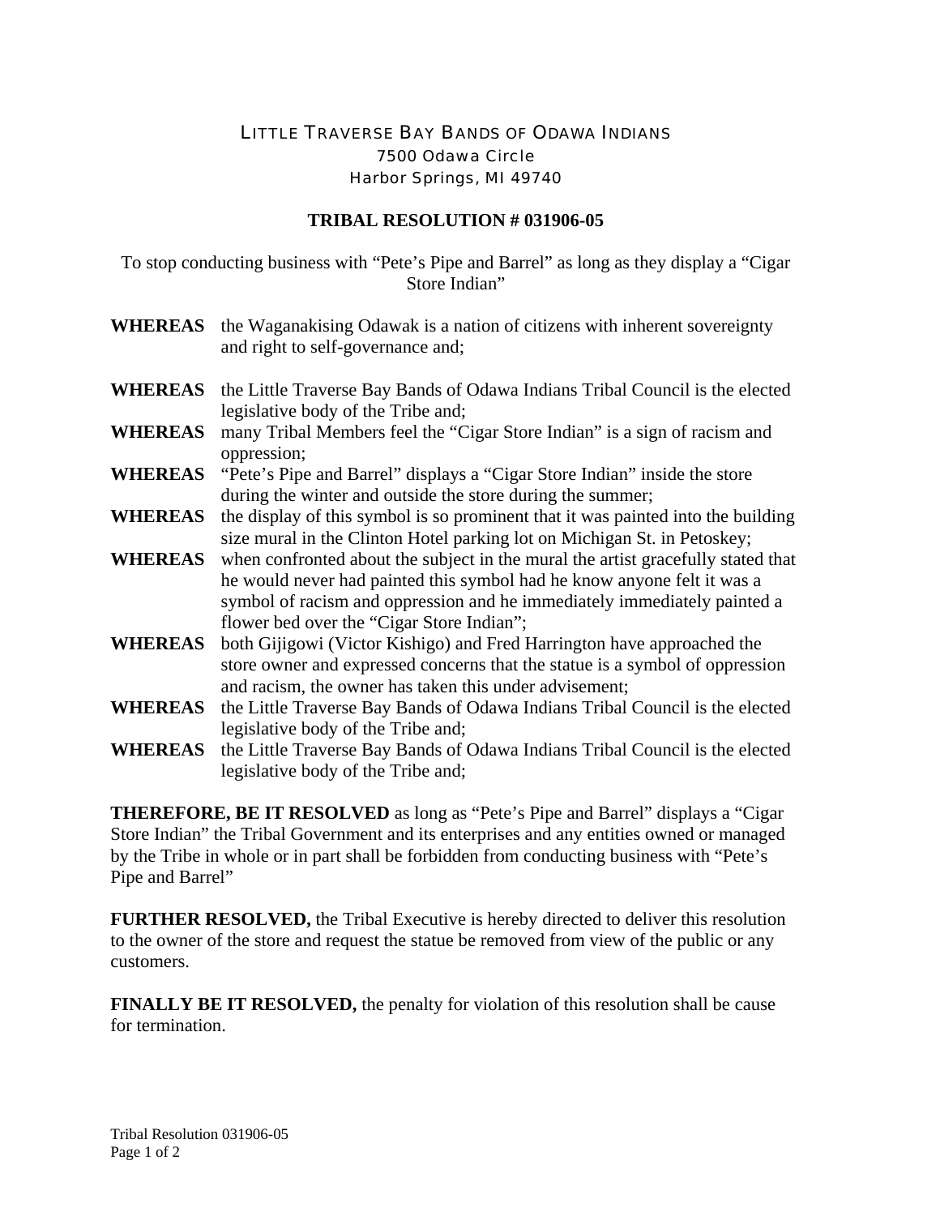LITTLE TRAVERSE BAY BANDS OF ODAWA INDIANS
7500 Odawa Circle
Harbor Springs, MI 49740

## TRIBAL RESOLUTION # 031906-05

To stop conducting business with "Pete's Pipe and Barrel" as long as they display a "Cigar Store Indian"

**WHEREAS** the Waganakising Odawak is a nation of citizens with inherent sovereignty and right to self-governance and;

**WHEREAS** the Little Traverse Bay Bands of Odawa Indians Tribal Council is the elected legislative body of the Tribe and;

**WHEREAS** many Tribal Members feel the "Cigar Store Indian" is a sign of racism and oppression;

**WHEREAS** "Pete's Pipe and Barrel" displays a "Cigar Store Indian" inside the store during the winter and outside the store during the summer;

**WHEREAS** the display of this symbol is so prominent that it was painted into the building size mural in the Clinton Hotel parking lot on Michigan St. in Petoskey;

**WHEREAS** when confronted about the subject in the mural the artist gracefully stated that he would never had painted this symbol had he know anyone felt it was a symbol of racism and oppression and he immediately immediately painted a flower bed over the "Cigar Store Indian";

**WHEREAS** both Gijigowi (Victor Kishigo) and Fred Harrington have approached the store owner and expressed concerns that the statue is a symbol of oppression and racism, the owner has taken this under advisement;

**WHEREAS** the Little Traverse Bay Bands of Odawa Indians Tribal Council is the elected legislative body of the Tribe and;

**WHEREAS** the Little Traverse Bay Bands of Odawa Indians Tribal Council is the elected legislative body of the Tribe and;

**THEREFORE, BE IT RESOLVED** as long as "Pete's Pipe and Barrel" displays a "Cigar Store Indian" the Tribal Government and its enterprises and any entities owned or managed by the Tribe in whole or in part shall be forbidden from conducting business with "Pete's Pipe and Barrel"

**FURTHER RESOLVED,** the Tribal Executive is hereby directed to deliver this resolution to the owner of the store and request the statue be removed from view of the public or any customers.

**FINALLY BE IT RESOLVED,** the penalty for violation of this resolution shall be cause for termination.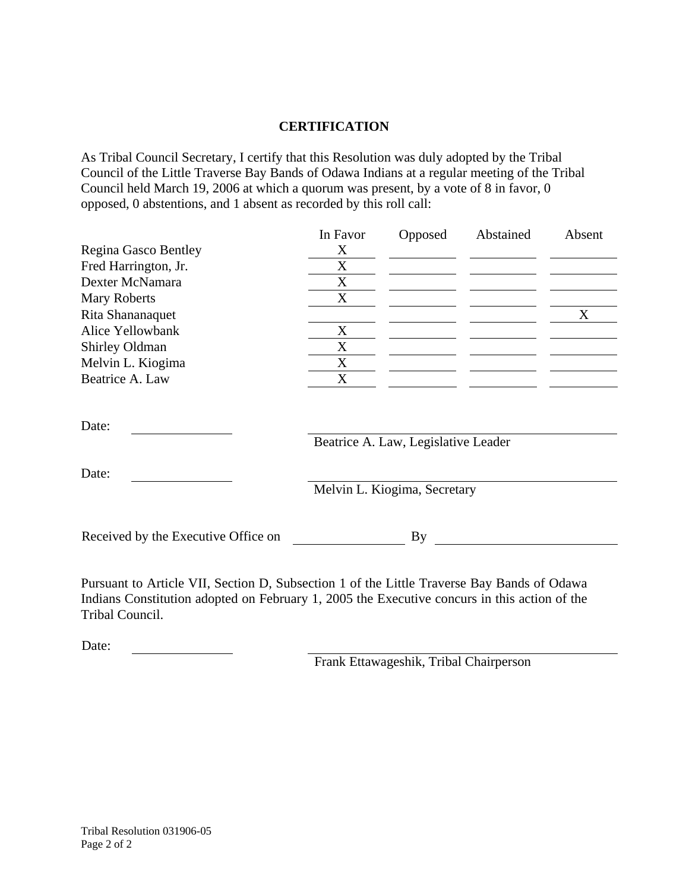## CERTIFICATION

As Tribal Council Secretary, I certify that this Resolution was duly adopted by the Tribal Council of the Little Traverse Bay Bands of Odawa Indians at a regular meeting of the Tribal Council held March 19, 2006 at which a quorum was present, by a vote of 8 in favor, 0 opposed, 0 abstentions, and 1 absent as recorded by this roll call:

| | In Favor | Opposed | Abstained | Absent |
|---|---|---|---|---|
| Regina Gasco Bentley | X | | | |
| Fred Harrington, Jr. | X | | | |
| Dexter McNamara | X | | | |
| Mary Roberts | X | | | |
| Rita Shananaquet | | | | X |
| Alice Yellowbank | X | | | |
| Shirley Oldman | X | | | |
| Melvin L. Kiogima | X | | | |
| Beatrice A. Law | X | | | |

Date: ______________ ______________________________
Beatrice A. Law, Legislative Leader

Date: ______________ ______________________________
Melvin L. Kiogima, Secretary

Received by the Executive Office on ______________ By ______________________

Pursuant to Article VII, Section D, Subsection 1 of the Little Traverse Bay Bands of Odawa Indians Constitution adopted on February 1, 2005 the Executive concurs in this action of the Tribal Council.

Date: ______________ ______________________________
Frank Ettawageshik, Tribal Chairperson

Tribal Resolution 031906-05